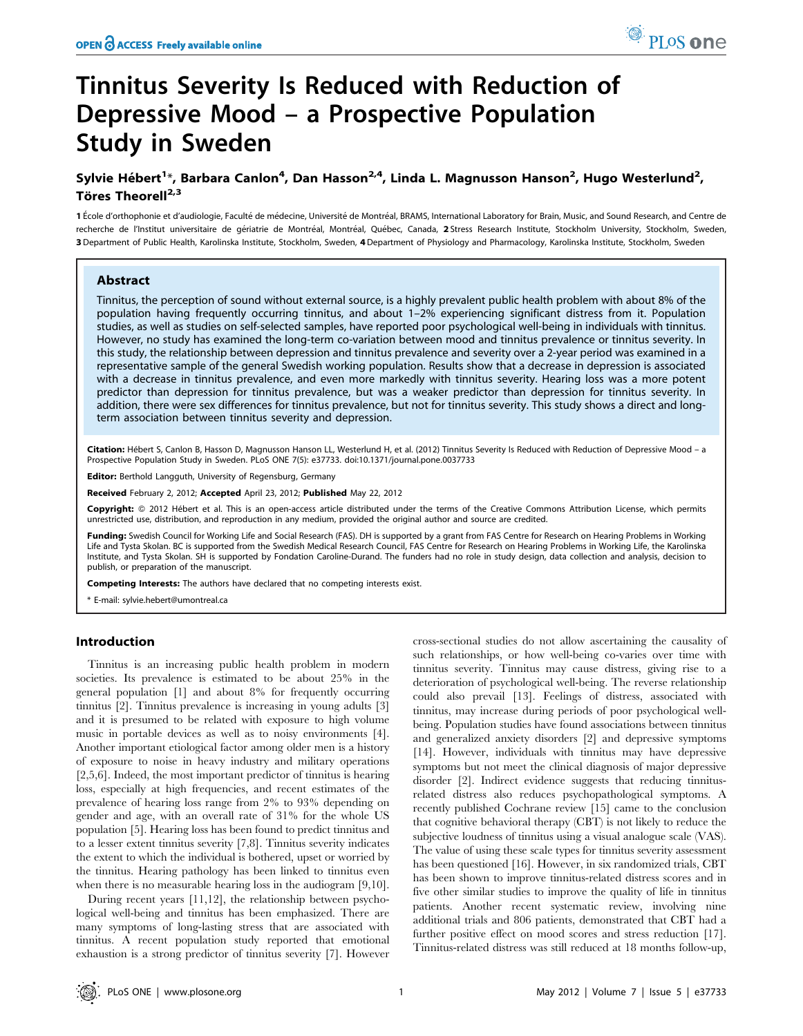# Tinnitus Severity Is Reduced with Reduction of Depressive Mood – a Prospective Population Study in Sweden

**Sylvie Hébert[1]*, Barbara Canlon[4], Dan Hasson[2,4], Linda L. Magnusson Hanson[2], Hugo Westerlund[2], Töres Theorell[2,3]**

**1** École d'orthophonie et d'audiologie, Faculté de médecine, Université de Montréal, BRAMS, International Laboratory for Brain, Music, and Sound Research, and Centre de recherche de l'Institut universitaire de gériatrie de Montréal, Montréal, Québec, Canada, **2** Stress Research Institute, Stockholm University, Stockholm, Sweden, **3** Department of Public Health, Karolinska Institute, Stockholm, Sweden, **4** Department of Physiology and Pharmacology, Karolinska Institute, Stockholm, Sweden

## Abstract

Tinnitus, the perception of sound without external source, is a highly prevalent public health problem with about 8% of the population having frequently occurring tinnitus, and about 1–2% experiencing significant distress from it. Population studies, as well as studies on self-selected samples, have reported poor psychological well-being in individuals with tinnitus. However, no study has examined the long-term co-variation between mood and tinnitus prevalence or tinnitus severity. In this study, the relationship between depression and tinnitus prevalence and severity over a 2-year period was examined in a representative sample of the general Swedish working population. Results show that a decrease in depression is associated with a decrease in tinnitus prevalence, and even more markedly with tinnitus severity. Hearing loss was a more potent predictor than depression for tinnitus prevalence, but was a weaker predictor than depression for tinnitus severity. In addition, there were sex differences for tinnitus prevalence, but not for tinnitus severity. This study shows a direct and long-term association between tinnitus severity and depression.

**Citation:** Hébert S, Canlon B, Hasson D, Magnusson Hanson LL, Westerlund H, et al. (2012) Tinnitus Severity Is Reduced with Reduction of Depressive Mood – a Prospective Population Study in Sweden. PLoS ONE 7(5): e37733. doi:10.1371/journal.pone.0037733

**Editor:** Berthold Langguth, University of Regensburg, Germany

**Received** February 2, 2012; **Accepted** April 23, 2012; **Published** May 22, 2012

**Copyright:** © 2012 Hébert et al. This is an open-access article distributed under the terms of the Creative Commons Attribution License, which permits unrestricted use, distribution, and reproduction in any medium, provided the original author and source are credited.

**Funding:** Swedish Council for Working Life and Social Research (FAS). DH is supported by a grant from FAS Centre for Research on Hearing Problems in Working Life and Tysta Skolan. BC is supported from the Swedish Medical Research Council, FAS Centre for Research on Hearing Problems in Working Life, the Karolinska Institute, and Tysta Skolan. SH is supported by Fondation Caroline-Durand. The funders had no role in study design, data collection and analysis, decision to publish, or preparation of the manuscript.

**Competing Interests:** The authors have declared that no competing interests exist.

\* E-mail: sylvie.hebert@umontreal.ca

## Introduction

Tinnitus is an increasing public health problem in modern societies. Its prevalence is estimated to be about 25% in the general population [1] and about 8% for frequently occurring tinnitus [2]. Tinnitus prevalence is increasing in young adults [3] and it is presumed to be related with exposure to high volume music in portable devices as well as to noisy environments [4]. Another important etiological factor among older men is a history of exposure to noise in heavy industry and military operations [2,5,6]. Indeed, the most important predictor of tinnitus is hearing loss, especially at high frequencies, and recent estimates of the prevalence of hearing loss range from 2% to 93% depending on gender and age, with an overall rate of 31% for the whole US population [5]. Hearing loss has been found to predict tinnitus and to a lesser extent tinnitus severity [7,8]. Tinnitus severity indicates the extent to which the individual is bothered, upset or worried by the tinnitus. Hearing pathology has been linked to tinnitus even when there is no measurable hearing loss in the audiogram [9,10].

During recent years [11,12], the relationship between psychological well-being and tinnitus has been emphasized. There are many symptoms of long-lasting stress that are associated with tinnitus. A recent population study reported that emotional exhaustion is a strong predictor of tinnitus severity [7]. However cross-sectional studies do not allow ascertaining the causality of such relationships, or how well-being co-varies over time with tinnitus severity. Tinnitus may cause distress, giving rise to a deterioration of psychological well-being. The reverse relationship could also prevail [13]. Feelings of distress, associated with tinnitus, may increase during periods of poor psychological well-being. Population studies have found associations between tinnitus and generalized anxiety disorders [2] and depressive symptoms [14]. However, individuals with tinnitus may have depressive symptoms but not meet the clinical diagnosis of major depressive disorder [2]. Indirect evidence suggests that reducing tinnitus-related distress also reduces psychopathological symptoms. A recently published Cochrane review [15] came to the conclusion that cognitive behavioral therapy (CBT) is not likely to reduce the subjective loudness of tinnitus using a visual analogue scale (VAS). The value of using these scale types for tinnitus severity assessment has been questioned [16]. However, in six randomized trials, CBT has been shown to improve tinnitus-related distress scores and in five other similar studies to improve the quality of life in tinnitus patients. Another recent systematic review, involving nine additional trials and 806 patients, demonstrated that CBT had a further positive effect on mood scores and stress reduction [17]. Tinnitus-related distress was still reduced at 18 months follow-up,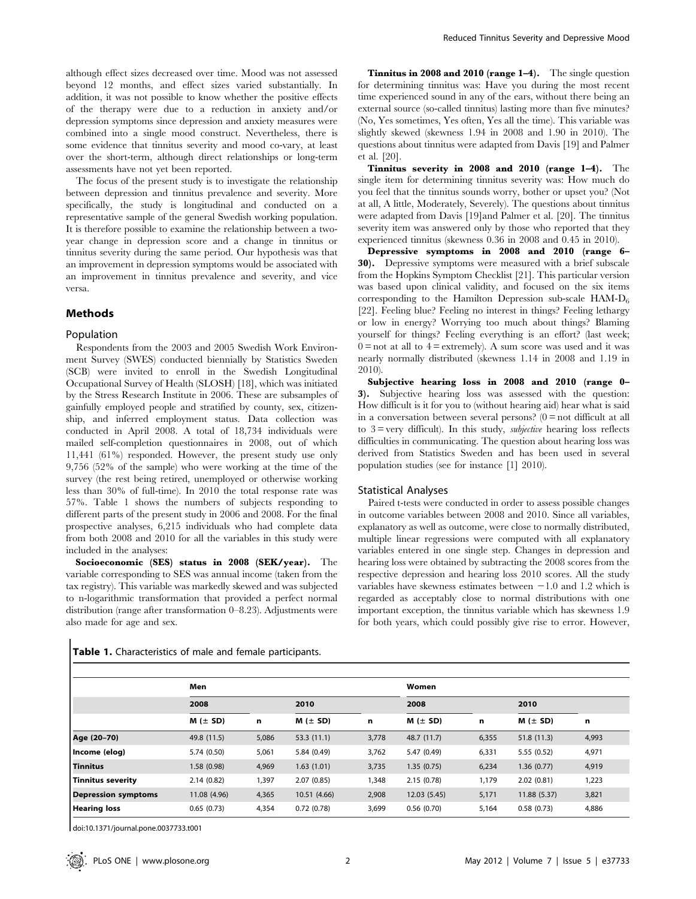although effect sizes decreased over time. Mood was not assessed beyond 12 months, and effect sizes varied substantially. In addition, it was not possible to know whether the positive effects of the therapy were due to a reduction in anxiety and/or depression symptoms since depression and anxiety measures were combined into a single mood construct. Nevertheless, there is some evidence that tinnitus severity and mood co-vary, at least over the short-term, although direct relationships or long-term assessments have not yet been reported.

The focus of the present study is to investigate the relationship between depression and tinnitus prevalence and severity. More specifically, the study is longitudinal and conducted on a representative sample of the general Swedish working population. It is therefore possible to examine the relationship between a two-year change in depression score and a change in tinnitus or tinnitus severity during the same period. Our hypothesis was that an improvement in depression symptoms would be associated with an improvement in tinnitus prevalence and severity, and vice versa.

## Methods

### Population

Respondents from the 2003 and 2005 Swedish Work Environment Survey (SWES) conducted biennially by Statistics Sweden (SCB) were invited to enroll in the Swedish Longitudinal Occupational Survey of Health (SLOSH) [18], which was initiated by the Stress Research Institute in 2006. These are subsamples of gainfully employed people and stratified by county, sex, citizenship, and inferred employment status. Data collection was conducted in April 2008. A total of 18,734 individuals were mailed self-completion questionnaires in 2008, out of which 11,441 (61%) responded. However, the present study use only 9,756 (52% of the sample) who were working at the time of the survey (the rest being retired, unemployed or otherwise working less than 30% of full-time). In 2010 the total response rate was 57%. Table 1 shows the numbers of subjects responding to different parts of the present study in 2006 and 2008. For the final prospective analyses, 6,215 individuals who had complete data from both 2008 and 2010 for all the variables in this study were included in the analyses:

**Socioeconomic (SES) status in 2008 (SEK/year).** The variable corresponding to SES was annual income (taken from the tax registry). This variable was markedly skewed and was subjected to n-logarithmic transformation that provided a perfect normal distribution (range after transformation 0–8.23). Adjustments were also made for age and sex.

**Tinnitus in 2008 and 2010 (range 1–4).** The single question for determining tinnitus was: Have you during the most recent time experienced sound in any of the ears, without there being an external source (so-called tinnitus) lasting more than five minutes? (No, Yes sometimes, Yes often, Yes all the time). This variable was slightly skewed (skewness 1.94 in 2008 and 1.90 in 2010). The questions about tinnitus were adapted from Davis [19] and Palmer et al. [20].

**Tinnitus severity in 2008 and 2010 (range 1–4).** The single item for determining tinnitus severity was: How much do you feel that the tinnitus sounds worry, bother or upset you? (Not at all, A little, Moderately, Severely). The questions about tinnitus were adapted from Davis [19]and Palmer et al. [20]. The tinnitus severity item was answered only by those who reported that they experienced tinnitus (skewness 0.36 in 2008 and 0.45 in 2010).

**Depressive symptoms in 2008 and 2010 (range 6–30).** Depressive symptoms were measured with a brief subscale from the Hopkins Symptom Checklist [21]. This particular version was based upon clinical validity, and focused on the six items corresponding to the Hamilton Depression sub-scale HAM-$D_6$ [22]. Feeling blue? Feeling no interest in things? Feeling lethargy or low in energy? Worrying too much about things? Blaming yourself for things? Feeling everything is an effort? (last week; 0 = not at all to 4 = extremely). A sum score was used and it was nearly normally distributed (skewness 1.14 in 2008 and 1.19 in 2010).

**Subjective hearing loss in 2008 and 2010 (range 0–3).** Subjective hearing loss was assessed with the question: How difficult is it for you to (without hearing aid) hear what is said in a conversation between several persons? (0 = not difficult at all to 3 = very difficult). In this study, *subjective* hearing loss reflects difficulties in communicating. The question about hearing loss was derived from Statistics Sweden and has been used in several population studies (see for instance [1] 2010).

### Statistical Analyses

Paired t-tests were conducted in order to assess possible changes in outcome variables between 2008 and 2010. Since all variables, explanatory as well as outcome, were close to normally distributed, multiple linear regressions were computed with all explanatory variables entered in one single step. Changes in depression and hearing loss were obtained by subtracting the 2008 scores from the respective depression and hearing loss 2010 scores. All the study variables have skewness estimates between −1.0 and 1.2 which is regarded as acceptably close to normal distributions with one important exception, the tinnitus variable which has skewness 1.9 for both years, which could possibly give rise to error. However,

**Table 1.** Characteristics of male and female participants.

| | Men | | | | Women | | | |
|---|---|---|---|---|---|---|---|---|
| | 2008 | | 2010 | | 2008 | | 2010 | |
| | M (± SD) | n | M (± SD) | n | M (± SD) | n | M (± SD) | n |
| **Age (20–70)** | 49.8 (11.5) | 5,086 | 53.3 (11.1) | 3,778 | 48.7 (11.7) | 6,355 | 51.8 (11.3) | 4,993 |
| **Income (elog)** | 5.74 (0.50) | 5,061 | 5.84 (0.49) | 3,762 | 5.47 (0.49) | 6,331 | 5.55 (0.52) | 4,971 |
| **Tinnitus** | 1.58 (0.98) | 4,969 | 1.63 (1.01) | 3,735 | 1.35 (0.75) | 6,234 | 1.36 (0.77) | 4,919 |
| **Tinnitus severity** | 2.14 (0.82) | 1,397 | 2.07 (0.85) | 1,348 | 2.15 (0.78) | 1,179 | 2.02 (0.81) | 1,223 |
| **Depression symptoms** | 11.08 (4.96) | 4,365 | 10.51 (4.66) | 2,908 | 12.03 (5.45) | 5,171 | 11.88 (5.37) | 3,821 |
| **Hearing loss** | 0.65 (0.73) | 4,354 | 0.72 (0.78) | 3,699 | 0.56 (0.70) | 5,164 | 0.58 (0.73) | 4,886 |

doi:10.1371/journal.pone.0037733.t001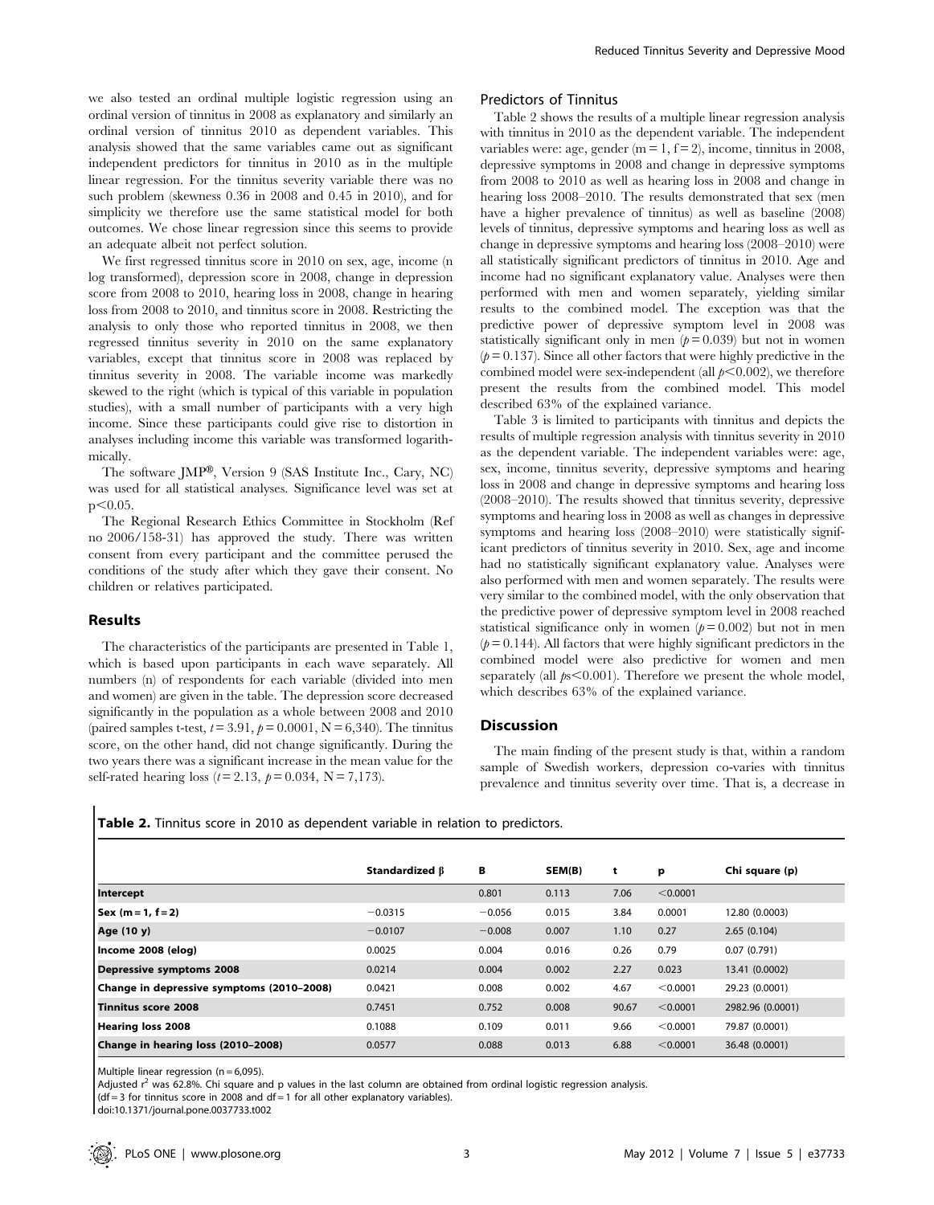we also tested an ordinal multiple logistic regression using an ordinal version of tinnitus in 2008 as explanatory and similarly an ordinal version of tinnitus 2010 as dependent variables. This analysis showed that the same variables came out as significant independent predictors for tinnitus in 2010 as in the multiple linear regression. For the tinnitus severity variable there was no such problem (skewness 0.36 in 2008 and 0.45 in 2010), and for simplicity we therefore use the same statistical model for both outcomes. We chose linear regression since this seems to provide an adequate albeit not perfect solution.

We first regressed tinnitus score in 2010 on sex, age, income (n log transformed), depression score in 2008, change in depression score from 2008 to 2010, hearing loss in 2008, change in hearing loss from 2008 to 2010, and tinnitus score in 2008. Restricting the analysis to only those who reported tinnitus in 2008, we then regressed tinnitus severity in 2010 on the same explanatory variables, except that tinnitus score in 2008 was replaced by tinnitus severity in 2008. The variable income was markedly skewed to the right (which is typical of this variable in population studies), with a small number of participants with a very high income. Since these participants could give rise to distortion in analyses including income this variable was transformed logarithmically.

The software JMP®, Version 9 (SAS Institute Inc., Cary, NC) was used for all statistical analyses. Significance level was set at $p<0.05$.

The Regional Research Ethics Committee in Stockholm (Ref no 2006/158-31) has approved the study. There was written consent from every participant and the committee perused the conditions of the study after which they gave their consent. No children or relatives participated.

## Results

The characteristics of the participants are presented in Table 1, which is based upon participants in each wave separately. All numbers (n) of respondents for each variable (divided into men and women) are given in the table. The depression score decreased significantly in the population as a whole between 2008 and 2010 (paired samples t-test, $t=3.91$, $p=0.0001$, N = 6,340). The tinnitus score, on the other hand, did not change significantly. During the two years there was a significant increase in the mean value for the self-rated hearing loss ($t=2.13$, $p=0.034$, N = 7,173).

### Predictors of Tinnitus

Table 2 shows the results of a multiple linear regression analysis with tinnitus in 2010 as the dependent variable. The independent variables were: age, gender (m = 1, f = 2), income, tinnitus in 2008, depressive symptoms in 2008 and change in depressive symptoms from 2008 to 2010 as well as hearing loss in 2008 and change in hearing loss 2008–2010. The results demonstrated that sex (men have a higher prevalence of tinnitus) as well as baseline (2008) levels of tinnitus, depressive symptoms and hearing loss as well as change in depressive symptoms and hearing loss (2008–2010) were all statistically significant predictors of tinnitus in 2010. Age and income had no significant explanatory value. Analyses were then performed with men and women separately, yielding similar results to the combined model. The exception was that the predictive power of depressive symptom level in 2008 was statistically significant only in men ($p=0.039$) but not in women ($p=0.137$). Since all other factors that were highly predictive in the combined model were sex-independent (all $p<0.002$), we therefore present the results from the combined model. This model described 63% of the explained variance.

Table 3 is limited to participants with tinnitus and depicts the results of multiple regression analysis with tinnitus severity in 2010 as the dependent variable. The independent variables were: age, sex, income, tinnitus severity, depressive symptoms and hearing loss in 2008 and change in depressive symptoms and hearing loss (2008–2010). The results showed that tinnitus severity, depressive symptoms and hearing loss in 2008 as well as changes in depressive symptoms and hearing loss (2008–2010) were statistically significant predictors of tinnitus severity in 2010. Sex, age and income had no statistically significant explanatory value. Analyses were also performed with men and women separately. The results were very similar to the combined model, with the only observation that the predictive power of depressive symptom level in 2008 reached statistical significance only in women ($p=0.002$) but not in men ($p=0.144$). All factors that were highly significant predictors in the combined model were also predictive for women and men separately (all $ps<0.001$). Therefore we present the whole model, which describes 63% of the explained variance.

## Discussion

The main finding of the present study is that, within a random sample of Swedish workers, depression co-varies with tinnitus prevalence and tinnitus severity over time. That is, a decrease in

**Table 2.** Tinnitus score in 2010 as dependent variable in relation to predictors.

| | Standardized β | B | SEM(B) | t | p | Chi square (p) |
|---|---|---|---|---|---|---|
| **Intercept** | | 0.801 | 0.113 | 7.06 | <0.0001 | |
| **Sex (m = 1, f = 2)** | −0.0315 | −0.056 | 0.015 | 3.84 | 0.0001 | 12.80 (0.0003) |
| **Age (10 y)** | −0.0107 | −0.008 | 0.007 | 1.10 | 0.27 | 2.65 (0.104) |
| **Income 2008 (elog)** | 0.0025 | 0.004 | 0.016 | 0.26 | 0.79 | 0.07 (0.791) |
| **Depressive symptoms 2008** | 0.0214 | 0.004 | 0.002 | 2.27 | 0.023 | 13.41 (0.0002) |
| **Change in depressive symptoms (2010–2008)** | 0.0421 | 0.008 | 0.002 | 4.67 | <0.0001 | 29.23 (0.0001) |
| **Tinnitus score 2008** | 0.7451 | 0.752 | 0.008 | 90.67 | <0.0001 | 2982.96 (0.0001) |
| **Hearing loss 2008** | 0.1088 | 0.109 | 0.011 | 9.66 | <0.0001 | 79.87 (0.0001) |
| **Change in hearing loss (2010–2008)** | 0.0577 | 0.088 | 0.013 | 6.88 | <0.0001 | 36.48 (0.0001) |

Multiple linear regression (n = 6,095).
Adjusted $r^2$ was 62.8%. Chi square and p values in the last column are obtained from ordinal logistic regression analysis.
(df = 3 for tinnitus score in 2008 and df = 1 for all other explanatory variables).
doi:10.1371/journal.pone.0037733.t002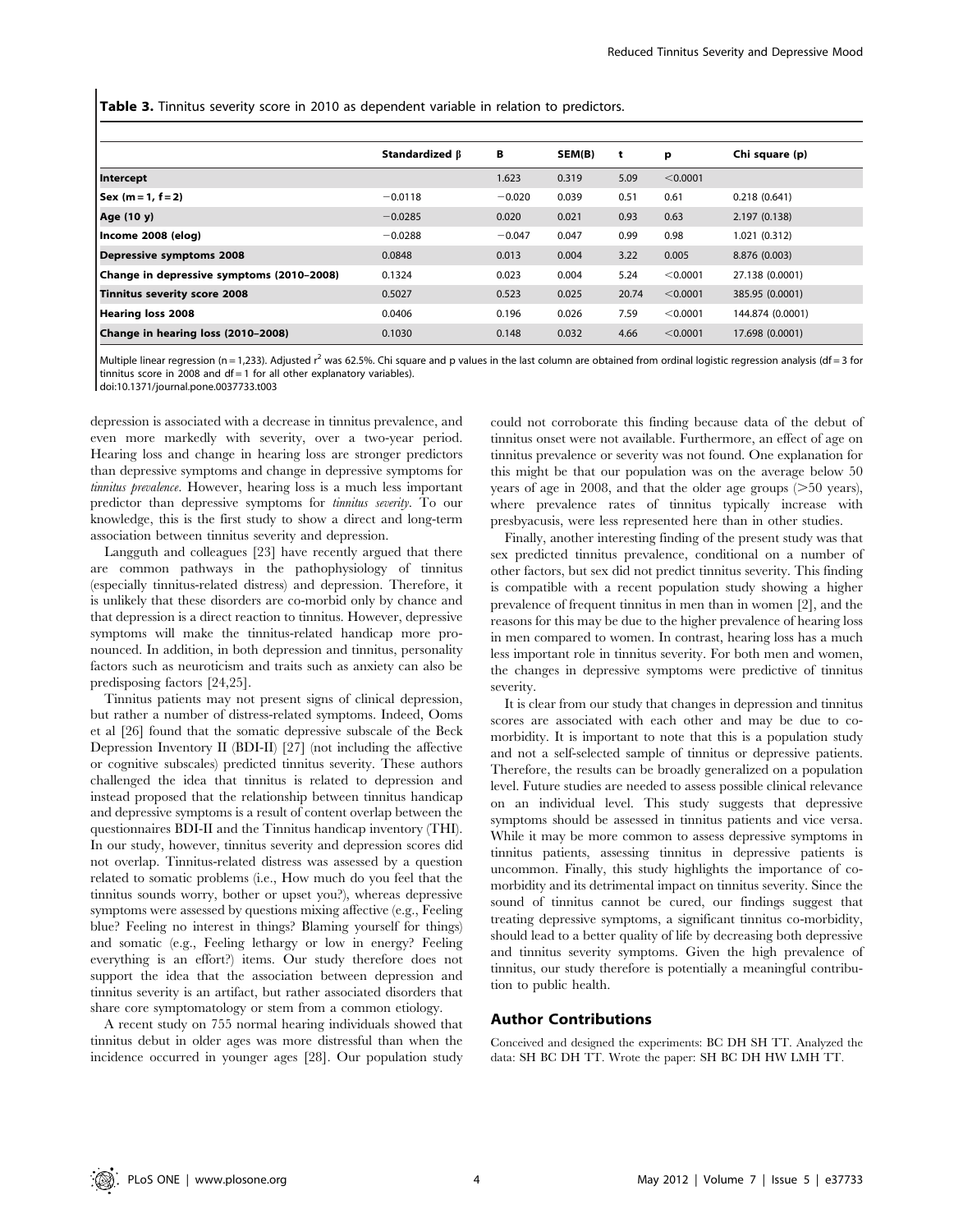**Table 3.** Tinnitus severity score in 2010 as dependent variable in relation to predictors.

| | Standardized β | B | SEM(B) | t | p | Chi square (p) |
|---|---|---|---|---|---|---|
| **Intercept** | | 1.623 | 0.319 | 5.09 | <0.0001 | |
| **Sex (m = 1, f = 2)** | −0.0118 | −0.020 | 0.039 | 0.51 | 0.61 | 0.218 (0.641) |
| **Age (10 y)** | −0.0285 | 0.020 | 0.021 | 0.93 | 0.63 | 2.197 (0.138) |
| **Income 2008 (elog)** | −0.0288 | −0.047 | 0.047 | 0.99 | 0.98 | 1.021 (0.312) |
| **Depressive symptoms 2008** | 0.0848 | 0.013 | 0.004 | 3.22 | 0.005 | 8.876 (0.003) |
| **Change in depressive symptoms (2010–2008)** | 0.1324 | 0.023 | 0.004 | 5.24 | <0.0001 | 27.138 (0.0001) |
| **Tinnitus severity score 2008** | 0.5027 | 0.523 | 0.025 | 20.74 | <0.0001 | 385.95 (0.0001) |
| **Hearing loss 2008** | 0.0406 | 0.196 | 0.026 | 7.59 | <0.0001 | 144.874 (0.0001) |
| **Change in hearing loss (2010–2008)** | 0.1030 | 0.148 | 0.032 | 4.66 | <0.0001 | 17.698 (0.0001) |

Multiple linear regression (n = 1,233). Adjusted $r^2$ was 62.5%. Chi square and p values in the last column are obtained from ordinal logistic regression analysis (df = 3 for tinnitus score in 2008 and df = 1 for all other explanatory variables).

doi:10.1371/journal.pone.0037733.t003

depression is associated with a decrease in tinnitus prevalence, and even more markedly with severity, over a two-year period. Hearing loss and change in hearing loss are stronger predictors than depressive symptoms and change in depressive symptoms for *tinnitus prevalence*. However, hearing loss is a much less important predictor than depressive symptoms for *tinnitus severity*. To our knowledge, this is the first study to show a direct and long-term association between tinnitus severity and depression.

Langguth and colleagues [23] have recently argued that there are common pathways in the pathophysiology of tinnitus (especially tinnitus-related distress) and depression. Therefore, it is unlikely that these disorders are co-morbid only by chance and that depression is a direct reaction to tinnitus. However, depressive symptoms will make the tinnitus-related handicap more pronounced. In addition, in both depression and tinnitus, personality factors such as neuroticism and traits such as anxiety can also be predisposing factors [24,25].

Tinnitus patients may not present signs of clinical depression, but rather a number of distress-related symptoms. Indeed, Ooms et al [26] found that the somatic depressive subscale of the Beck Depression Inventory II (BDI-II) [27] (not including the affective or cognitive subscales) predicted tinnitus severity. These authors challenged the idea that tinnitus is related to depression and instead proposed that the relationship between tinnitus handicap and depressive symptoms is a result of content overlap between the questionnaires BDI-II and the Tinnitus handicap inventory (THI). In our study, however, tinnitus severity and depression scores did not overlap. Tinnitus-related distress was assessed by a question related to somatic problems (i.e., How much do you feel that the tinnitus sounds worry, bother or upset you?), whereas depressive symptoms were assessed by questions mixing affective (e.g., Feeling blue? Feeling no interest in things? Blaming yourself for things) and somatic (e.g., Feeling lethargy or low in energy? Feeling everything is an effort?) items. Our study therefore does not support the idea that the association between depression and tinnitus severity is an artifact, but rather associated disorders that share core symptomatology or stem from a common etiology.

A recent study on 755 normal hearing individuals showed that tinnitus debut in older ages was more distressful than when the incidence occurred in younger ages [28]. Our population study could not corroborate this finding because data of the debut of tinnitus onset were not available. Furthermore, an effect of age on tinnitus prevalence or severity was not found. One explanation for this might be that our population was on the average below 50 years of age in 2008, and that the older age groups (>50 years), where prevalence rates of tinnitus typically increase with presbyacusis, were less represented here than in other studies.

Finally, another interesting finding of the present study was that sex predicted tinnitus prevalence, conditional on a number of other factors, but sex did not predict tinnitus severity. This finding is compatible with a recent population study showing a higher prevalence of frequent tinnitus in men than in women [2], and the reasons for this may be due to the higher prevalence of hearing loss in men compared to women. In contrast, hearing loss has a much less important role in tinnitus severity. For both men and women, the changes in depressive symptoms were predictive of tinnitus severity.

It is clear from our study that changes in depression and tinnitus scores are associated with each other and may be due to co-morbidity. It is important to note that this is a population study and not a self-selected sample of tinnitus or depressive patients. Therefore, the results can be broadly generalized on a population level. Future studies are needed to assess possible clinical relevance on an individual level. This study suggests that depressive symptoms should be assessed in tinnitus patients and vice versa. While it may be more common to assess depressive symptoms in tinnitus patients, assessing tinnitus in depressive patients is uncommon. Finally, this study highlights the importance of co-morbidity and its detrimental impact on tinnitus severity. Since the sound of tinnitus cannot be cured, our findings suggest that treating depressive symptoms, a significant tinnitus co-morbidity, should lead to a better quality of life by decreasing both depressive and tinnitus severity symptoms. Given the high prevalence of tinnitus, our study therefore is potentially a meaningful contribution to public health.

## Author Contributions

Conceived and designed the experiments: BC DH SH TT. Analyzed the data: SH BC DH TT. Wrote the paper: SH BC DH HW LMH TT.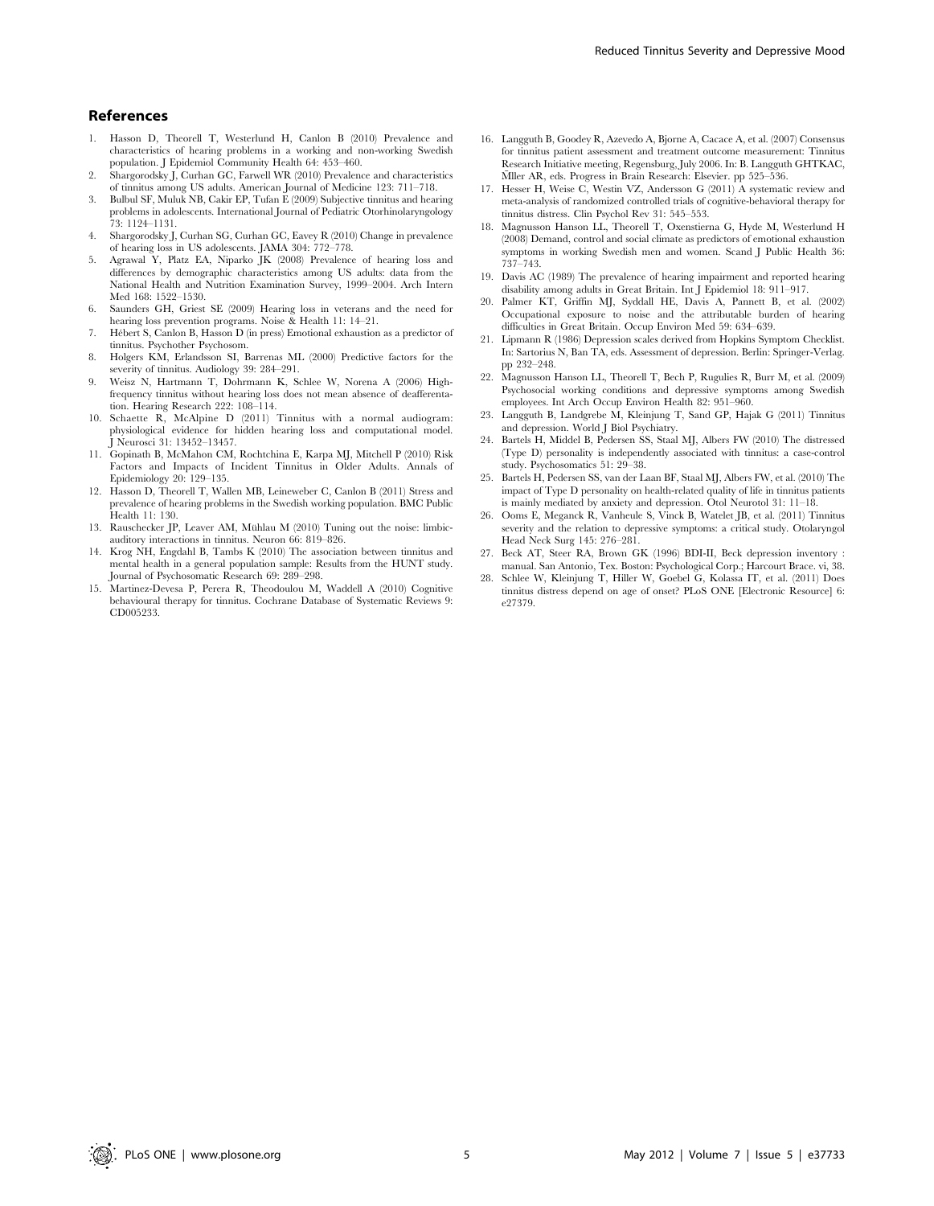## References

1. Hasson D, Theorell T, Westerlund H, Canlon B (2010) Prevalence and characteristics of hearing problems in a working and non-working Swedish population. J Epidemiol Community Health 64: 453–460.
2. Shargorodsky J, Curhan GC, Farwell WR (2010) Prevalence and characteristics of tinnitus among US adults. American Journal of Medicine 123: 711–718.
3. Bulbul SF, Muluk NB, Cakir EP, Tufan E (2009) Subjective tinnitus and hearing problems in adolescents. International Journal of Pediatric Otorhinolaryngology 73: 1124–1131.
4. Shargorodsky J, Curhan SG, Curhan GC, Eavey R (2010) Change in prevalence of hearing loss in US adolescents. JAMA 304: 772–778.
5. Agrawal Y, Platz EA, Niparko JK (2008) Prevalence of hearing loss and differences by demographic characteristics among US adults: data from the National Health and Nutrition Examination Survey, 1999–2004. Arch Intern Med 168: 1522–1530.
6. Saunders GH, Griest SE (2009) Hearing loss in veterans and the need for hearing loss prevention programs. Noise & Health 11: 14–21.
7. Hébert S, Canlon B, Hasson D (in press) Emotional exhaustion as a predictor of tinnitus. Psychother Psychosom.
8. Holgers KM, Erlandsson SI, Barrenas ML (2000) Predictive factors for the severity of tinnitus. Audiology 39: 284–291.
9. Weisz N, Hartmann T, Dohrmann K, Schlee W, Norena A (2006) High-frequency tinnitus without hearing loss does not mean absence of deafferentation. Hearing Research 222: 108–114.
10. Schaette R, McAlpine D (2011) Tinnitus with a normal audiogram: physiological evidence for hidden hearing loss and computational model. J Neurosci 31: 13452–13457.
11. Gopinath B, McMahon CM, Rochtchina E, Karpa MJ, Mitchell P (2010) Risk Factors and Impacts of Incident Tinnitus in Older Adults. Annals of Epidemiology 20: 129–135.
12. Hasson D, Theorell T, Wallen MB, Leineweber C, Canlon B (2011) Stress and prevalence of hearing problems in the Swedish working population. BMC Public Health 11: 130.
13. Rauschecker JP, Leaver AM, Mühlau M (2010) Tuning out the noise: limbic-auditory interactions in tinnitus. Neuron 66: 819–826.
14. Krog NH, Engdahl B, Tambs K (2010) The association between tinnitus and mental health in a general population sample: Results from the HUNT study. Journal of Psychosomatic Research 69: 289–298.
15. Martinez-Devesa P, Perera R, Theodoulou M, Waddell A (2010) Cognitive behavioural therapy for tinnitus. Cochrane Database of Systematic Reviews 9: CD005233.
16. Langguth B, Goodey R, Azevedo A, Bjorne A, Cacace A, et al. (2007) Consensus for tinnitus patient assessment and treatment outcome measurement: Tinnitus Research Initiative meeting, Regensburg, July 2006. In: B. Langguth GHTKAC, M̃ller AR, eds. Progress in Brain Research: Elsevier. pp 525–536.
17. Hesser H, Weise C, Westin VZ, Andersson G (2011) A systematic review and meta-analysis of randomized controlled trials of cognitive-behavioral therapy for tinnitus distress. Clin Psychol Rev 31: 545–553.
18. Magnusson Hanson LL, Theorell T, Oxenstierna G, Hyde M, Westerlund H (2008) Demand, control and social climate as predictors of emotional exhaustion symptoms in working Swedish men and women. Scand J Public Health 36: 737–743.
19. Davis AC (1989) The prevalence of hearing impairment and reported hearing disability among adults in Great Britain. Int J Epidemiol 18: 911–917.
20. Palmer KT, Griffin MJ, Syddall HE, Davis A, Pannett B, et al. (2002) Occupational exposure to noise and the attributable burden of hearing difficulties in Great Britain. Occup Environ Med 59: 634–639.
21. Lipmann R (1986) Depression scales derived from Hopkins Symptom Checklist. In: Sartorius N, Ban TA, eds. Assessment of depression. Berlin: Springer-Verlag. pp 232–248.
22. Magnusson Hanson LL, Theorell T, Bech P, Rugulies R, Burr M, et al. (2009) Psychosocial working conditions and depressive symptoms among Swedish employees. Int Arch Occup Environ Health 82: 951–960.
23. Langguth B, Landgrebe M, Kleinjung T, Sand GP, Hajak G (2011) Tinnitus and depression. World J Biol Psychiatry.
24. Bartels H, Middel B, Pedersen SS, Staal MJ, Albers FW (2010) The distressed (Type D) personality is independently associated with tinnitus: a case-control study. Psychosomatics 51: 29–38.
25. Bartels H, Pedersen SS, van der Laan BF, Staal MJ, Albers FW, et al. (2010) The impact of Type D personality on health-related quality of life in tinnitus patients is mainly mediated by anxiety and depression. Otol Neurotol 31: 11–18.
26. Ooms E, Meganck R, Vanheule S, Vinck B, Watelet JB, et al. (2011) Tinnitus severity and the relation to depressive symptoms: a critical study. Otolaryngol Head Neck Surg 145: 276–281.
27. Beck AT, Steer RA, Brown GK (1996) BDI-II, Beck depression inventory : manual. San Antonio, Tex. Boston: Psychological Corp.; Harcourt Brace. vi, 38.
28. Schlee W, Kleinjung T, Hiller W, Goebel G, Kolassa IT, et al. (2011) Does tinnitus distress depend on age of onset? PLoS ONE [Electronic Resource] 6: e27379.